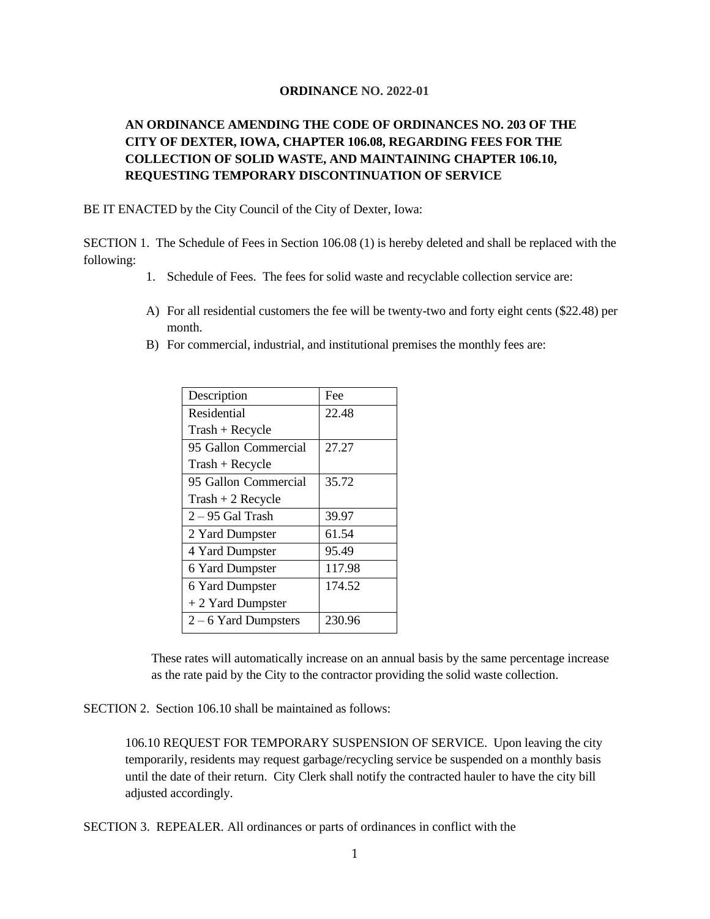**ORDINANCE NO. 2022-01**

**AN ORDINANCE AMENDING THE CODE OF ORDINANCES NO. 203 OF THE CITY OF DEXTER, IOWA, CHAPTER 106.08, REGARDING FEES FOR THE COLLECTION OF SOLID WASTE, AND MAINTAINING CHAPTER 106.10, REQUESTING TEMPORARY DISCONTINUATION OF SERVICE**

BE IT ENACTED by the City Council of the City of Dexter, Iowa:

SECTION 1. The Schedule of Fees in Section 106.08 (1) is hereby deleted and shall be replaced with the following:

1. Schedule of Fees. The fees for solid waste and recyclable collection service are:

A) For all residential customers the fee will be twenty-two and forty eight cents ($22.48) per month.

B) For commercial, industrial, and institutional premises the monthly fees are:

| Description | Fee |
|---|---|
| Residential Trash + Recycle | 22.48 |
| 95 Gallon Commercial Trash + Recycle | 27.27 |
| 95 Gallon Commercial Trash + 2 Recycle | 35.72 |
| 2 – 95 Gal Trash | 39.97 |
| 2 Yard Dumpster | 61.54 |
| 4 Yard Dumpster | 95.49 |
| 6 Yard Dumpster | 117.98 |
| 6 Yard Dumpster + 2 Yard Dumpster | 174.52 |
| 2 – 6 Yard Dumpsters | 230.96 |

These rates will automatically increase on an annual basis by the same percentage increase as the rate paid by the City to the contractor providing the solid waste collection.

SECTION 2. Section 106.10 shall be maintained as follows:

106.10 REQUEST FOR TEMPORARY SUSPENSION OF SERVICE. Upon leaving the city temporarily, residents may request garbage/recycling service be suspended on a monthly basis until the date of their return. City Clerk shall notify the contracted hauler to have the city bill adjusted accordingly.

SECTION 3. REPEALER. All ordinances or parts of ordinances in conflict with the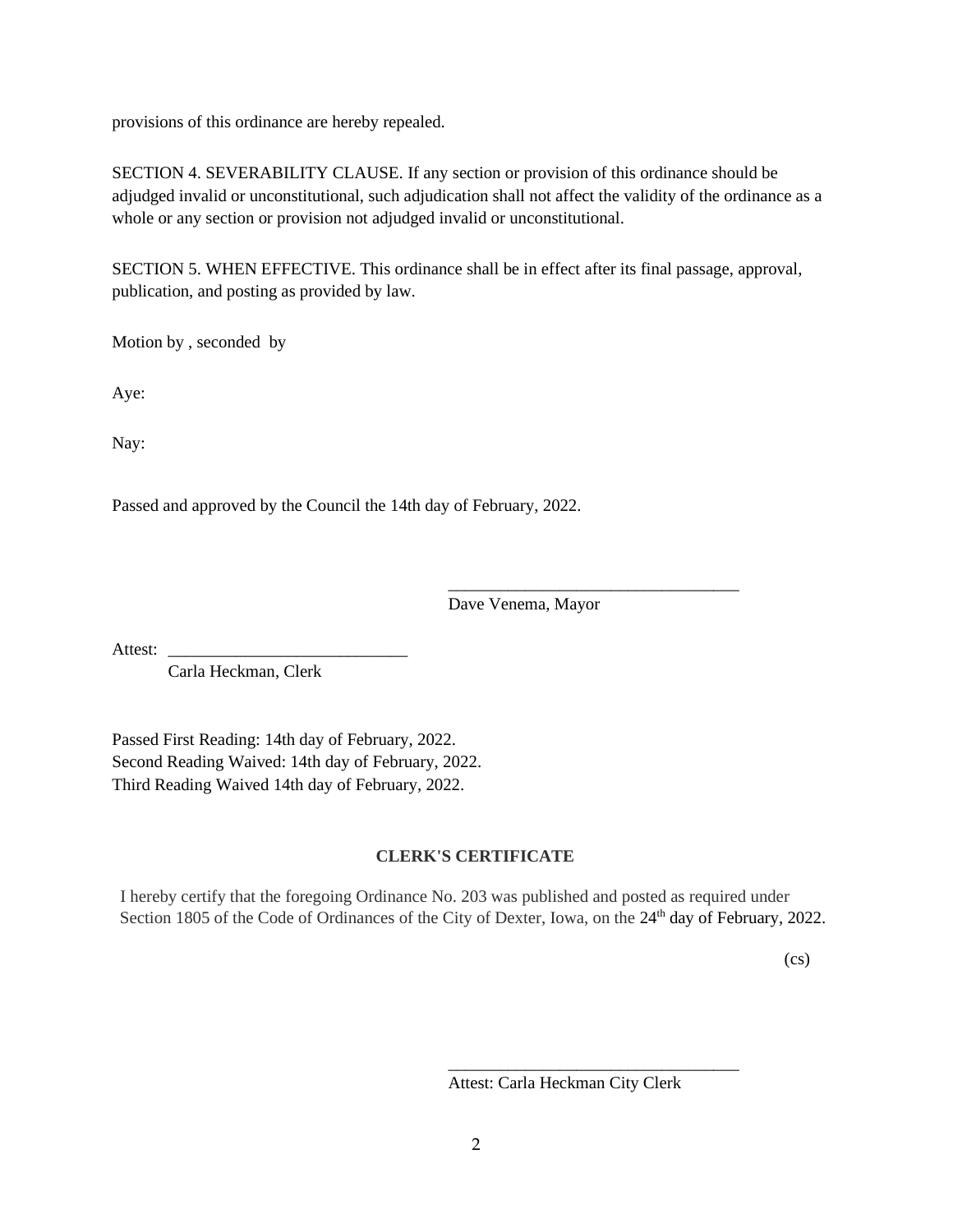provisions of this ordinance are hereby repealed.

SECTION 4. SEVERABILITY CLAUSE. If any section or provision of this ordinance should be adjudged invalid or unconstitutional, such adjudication shall not affect the validity of the ordinance as a whole or any section or provision not adjudged invalid or unconstitutional.

SECTION 5. WHEN EFFECTIVE. This ordinance shall be in effect after its final passage, approval, publication, and posting as provided by law.

Motion by , seconded by

Aye:

Nay:

Passed and approved by the Council the 14th day of February, 2022.

\_\_\_\_\_\_\_\_\_\_\_\_\_\_\_\_\_\_\_\_\_\_\_\_\_\_\_\_\_\_\_\_\_\_
Dave Venema, Mayor

Attest: \_\_\_\_\_\_\_\_\_\_\_\_\_\_\_\_\_\_\_\_\_\_\_\_\_\_\_\_
Carla Heckman, Clerk

Passed First Reading: 14th day of February, 2022.
Second Reading Waived: 14th day of February, 2022.
Third Reading Waived 14th day of February, 2022.

**CLERK'S CERTIFICATE**

I hereby certify that the foregoing Ordinance No. 203 was published and posted as required under Section 1805 of the Code of Ordinances of the City of Dexter, Iowa, on the 24th day of February, 2022.

(cs)

\_\_\_\_\_\_\_\_\_\_\_\_\_\_\_\_\_\_\_\_\_\_\_\_\_\_\_\_\_\_\_\_\_\_
Attest: Carla Heckman City Clerk